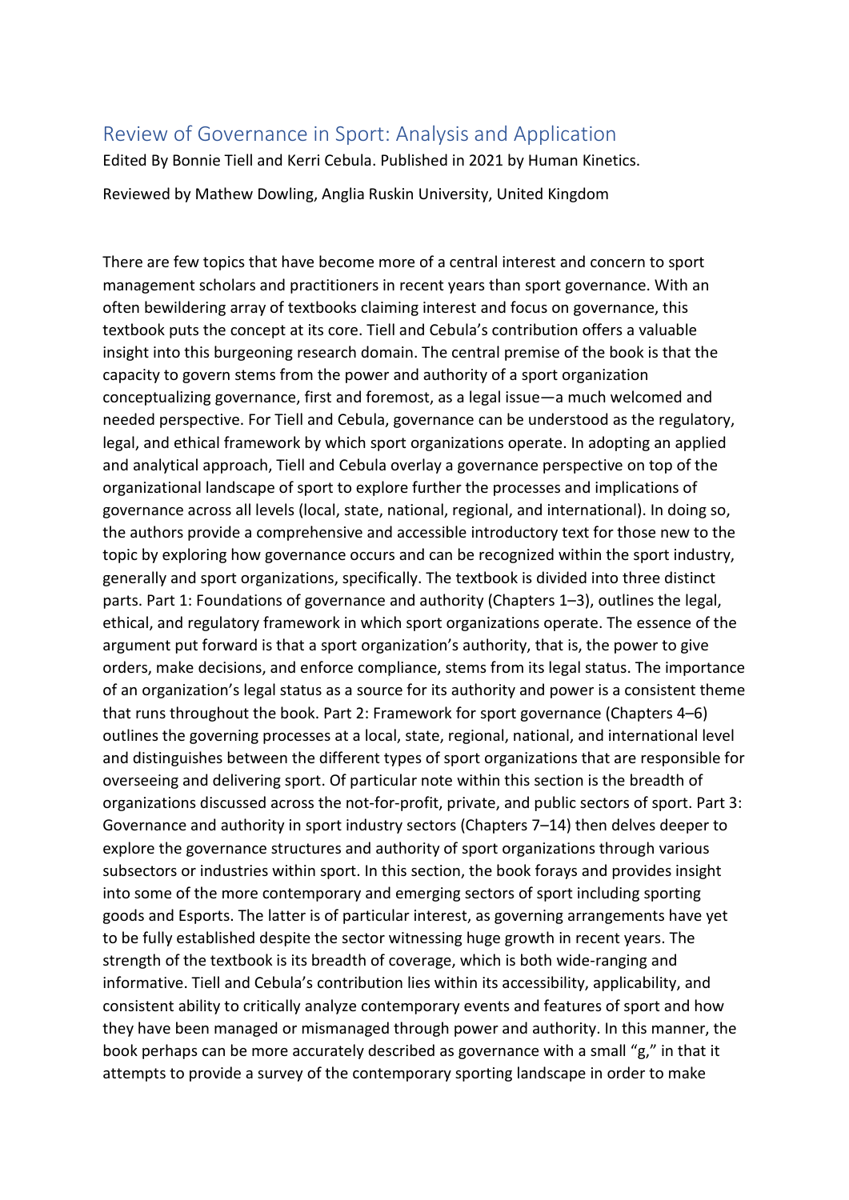# Review of Governance in Sport: Analysis and Application

Edited By Bonnie Tiell and Kerri Cebula. Published in 2021 by Human Kinetics.

Reviewed by Mathew Dowling, Anglia Ruskin University, United Kingdom

There are few topics that have become more of a central interest and concern to sport management scholars and practitioners in recent years than sport governance. With an often bewildering array of textbooks claiming interest and focus on governance, this textbook puts the concept at its core. Tiell and Cebula's contribution offers a valuable insight into this burgeoning research domain. The central premise of the book is that the capacity to govern stems from the power and authority of a sport organization conceptualizing governance, first and foremost, as a legal issue—a much welcomed and needed perspective. For Tiell and Cebula, governance can be understood as the regulatory, legal, and ethical framework by which sport organizations operate. In adopting an applied and analytical approach, Tiell and Cebula overlay a governance perspective on top of the organizational landscape of sport to explore further the processes and implications of governance across all levels (local, state, national, regional, and international). In doing so, the authors provide a comprehensive and accessible introductory text for those new to the topic by exploring how governance occurs and can be recognized within the sport industry, generally and sport organizations, specifically. The textbook is divided into three distinct parts. Part 1: Foundations of governance and authority (Chapters 1–3), outlines the legal, ethical, and regulatory framework in which sport organizations operate. The essence of the argument put forward is that a sport organization's authority, that is, the power to give orders, make decisions, and enforce compliance, stems from its legal status. The importance of an organization's legal status as a source for its authority and power is a consistent theme that runs throughout the book. Part 2: Framework for sport governance (Chapters 4–6) outlines the governing processes at a local, state, regional, national, and international level and distinguishes between the different types of sport organizations that are responsible for overseeing and delivering sport. Of particular note within this section is the breadth of organizations discussed across the not-for-profit, private, and public sectors of sport. Part 3: Governance and authority in sport industry sectors (Chapters 7–14) then delves deeper to explore the governance structures and authority of sport organizations through various subsectors or industries within sport. In this section, the book forays and provides insight into some of the more contemporary and emerging sectors of sport including sporting goods and Esports. The latter is of particular interest, as governing arrangements have yet to be fully established despite the sector witnessing huge growth in recent years. The strength of the textbook is its breadth of coverage, which is both wide-ranging and informative. Tiell and Cebula's contribution lies within its accessibility, applicability, and consistent ability to critically analyze contemporary events and features of sport and how they have been managed or mismanaged through power and authority. In this manner, the book perhaps can be more accurately described as governance with a small "g," in that it attempts to provide a survey of the contemporary sporting landscape in order to make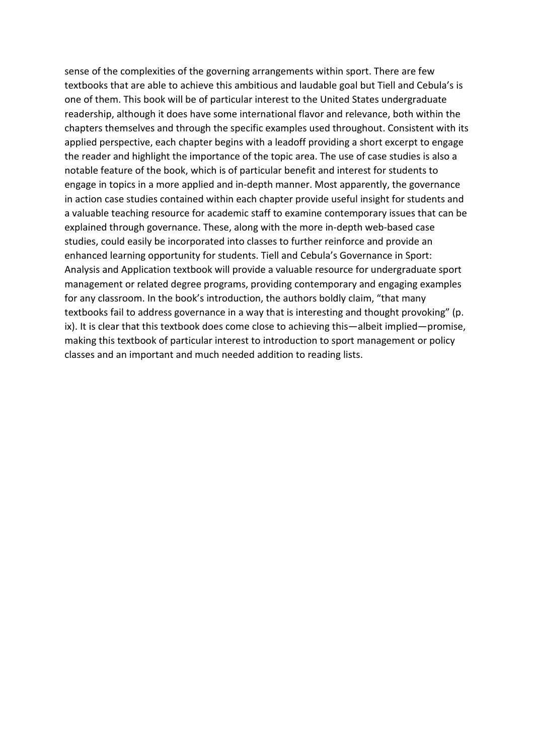sense of the complexities of the governing arrangements within sport. There are few textbooks that are able to achieve this ambitious and laudable goal but Tiell and Cebula's is one of them. This book will be of particular interest to the United States undergraduate readership, although it does have some international flavor and relevance, both within the chapters themselves and through the specific examples used throughout. Consistent with its applied perspective, each chapter begins with a leadoff providing a short excerpt to engage the reader and highlight the importance of the topic area. The use of case studies is also a notable feature of the book, which is of particular benefit and interest for students to engage in topics in a more applied and in-depth manner. Most apparently, the governance in action case studies contained within each chapter provide useful insight for students and a valuable teaching resource for academic staff to examine contemporary issues that can be explained through governance. These, along with the more in-depth web-based case studies, could easily be incorporated into classes to further reinforce and provide an enhanced learning opportunity for students. Tiell and Cebula's Governance in Sport: Analysis and Application textbook will provide a valuable resource for undergraduate sport management or related degree programs, providing contemporary and engaging examples for any classroom. In the book's introduction, the authors boldly claim, "that many textbooks fail to address governance in a way that is interesting and thought provoking" (p. ix). It is clear that this textbook does come close to achieving this—albeit implied—promise, making this textbook of particular interest to introduction to sport management or policy classes and an important and much needed addition to reading lists.